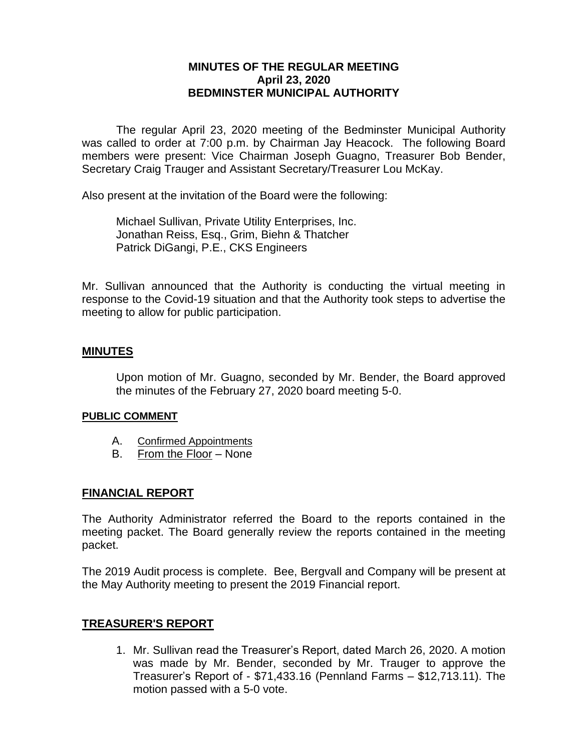# MINUTES OF THE REGULAR MEETING
## April 23, 2020
## BEDMINSTER MUNICIPAL AUTHORITY

The regular April 23, 2020 meeting of the Bedminster Municipal Authority was called to order at 7:00 p.m. by Chairman Jay Heacock. The following Board members were present: Vice Chairman Joseph Guagno, Treasurer Bob Bender, Secretary Craig Trauger and Assistant Secretary/Treasurer Lou McKay.

Also present at the invitation of the Board were the following:

Michael Sullivan, Private Utility Enterprises, Inc.
Jonathan Reiss, Esq., Grim, Biehn & Thatcher
Patrick DiGangi, P.E., CKS Engineers

Mr. Sullivan announced that the Authority is conducting the virtual meeting in response to the Covid-19 situation and that the Authority took steps to advertise the meeting to allow for public participation.

## MINUTES

Upon motion of Mr. Guagno, seconded by Mr. Bender, the Board approved the minutes of the February 27, 2020 board meeting 5-0.

### PUBLIC COMMENT

A. Confirmed Appointments
B. From the Floor – None

## FINANCIAL REPORT

The Authority Administrator referred the Board to the reports contained in the meeting packet. The Board generally review the reports contained in the meeting packet.

The 2019 Audit process is complete. Bee, Bergvall and Company will be present at the May Authority meeting to present the 2019 Financial report.

## TREASURER'S REPORT

1. Mr. Sullivan read the Treasurer's Report, dated March 26, 2020. A motion was made by Mr. Bender, seconded by Mr. Trauger to approve the Treasurer's Report of - $71,433.16 (Pennland Farms – $12,713.11). The motion passed with a 5-0 vote.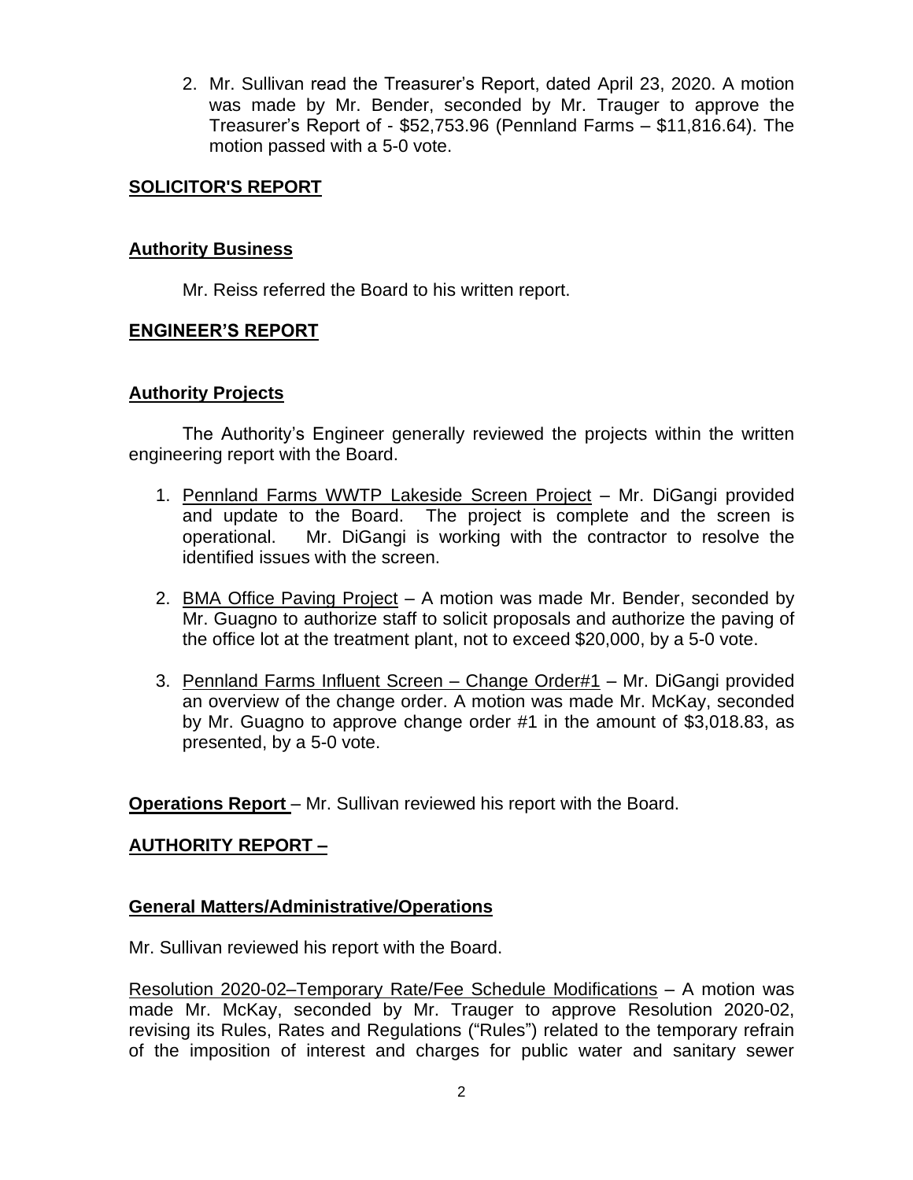2. Mr. Sullivan read the Treasurer's Report, dated April 23, 2020. A motion was made by Mr. Bender, seconded by Mr. Trauger to approve the Treasurer's Report of - $52,753.96 (Pennland Farms – $11,816.64). The motion passed with a 5-0 vote.

## SOLICITOR'S REPORT

### Authority Business

Mr. Reiss referred the Board to his written report.

## ENGINEER'S REPORT

### Authority Projects

The Authority's Engineer generally reviewed the projects within the written engineering report with the Board.

1. Pennland Farms WWTP Lakeside Screen Project – Mr. DiGangi provided and update to the Board. The project is complete and the screen is operational. Mr. DiGangi is working with the contractor to resolve the identified issues with the screen.

2. BMA Office Paving Project – A motion was made Mr. Bender, seconded by Mr. Guagno to authorize staff to solicit proposals and authorize the paving of the office lot at the treatment plant, not to exceed $20,000, by a 5-0 vote.

3. Pennland Farms Influent Screen – Change Order#1 – Mr. DiGangi provided an overview of the change order. A motion was made Mr. McKay, seconded by Mr. Guagno to approve change order #1 in the amount of $3,018.83, as presented, by a 5-0 vote.

**Operations Report** – Mr. Sullivan reviewed his report with the Board.

## AUTHORITY REPORT –

### General Matters/Administrative/Operations

Mr. Sullivan reviewed his report with the Board.

Resolution 2020-02–Temporary Rate/Fee Schedule Modifications – A motion was made Mr. McKay, seconded by Mr. Trauger to approve Resolution 2020-02, revising its Rules, Rates and Regulations ("Rules") related to the temporary refrain of the imposition of interest and charges for public water and sanitary sewer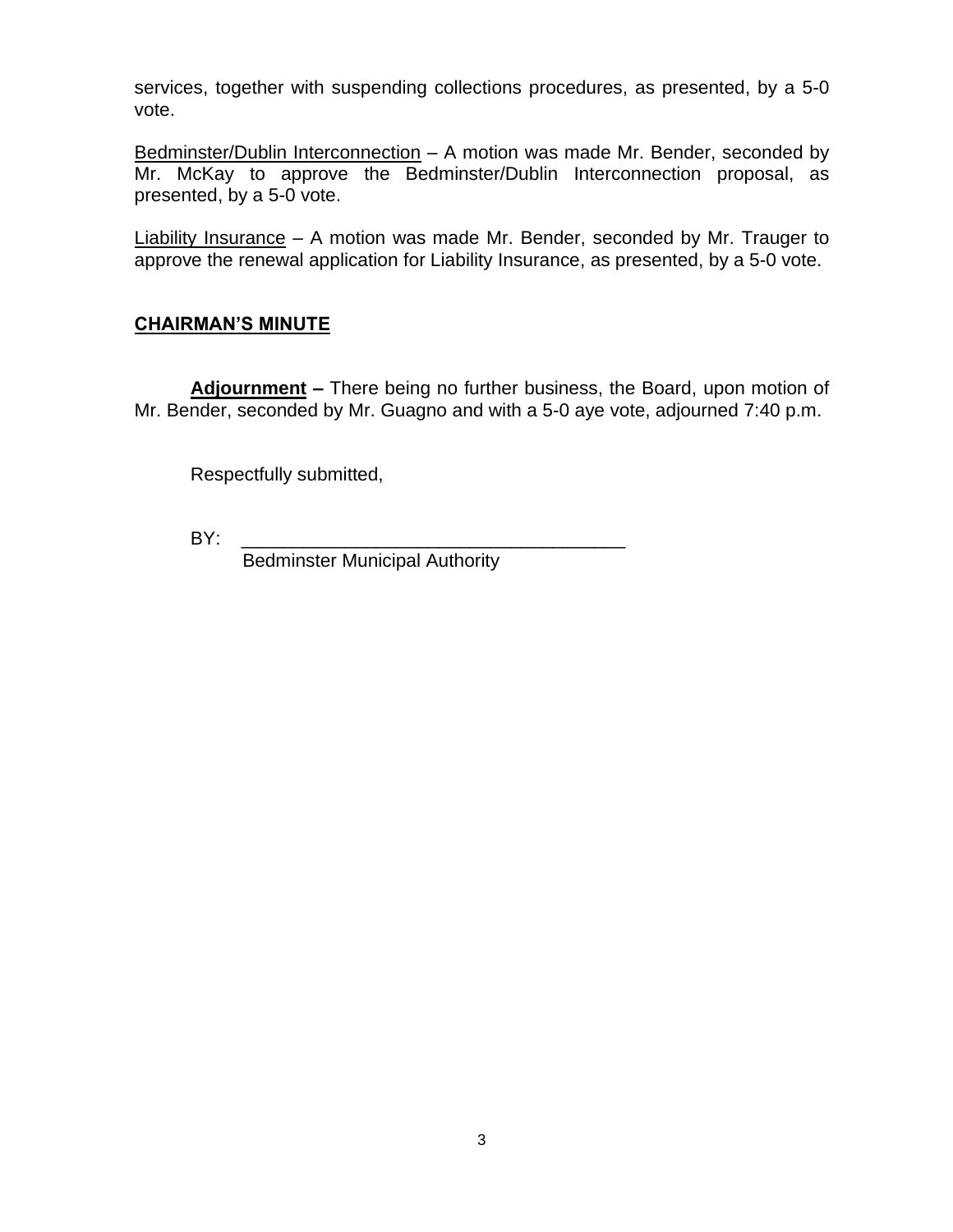services, together with suspending collections procedures, as presented, by a 5-0 vote.

Bedminster/Dublin Interconnection – A motion was made Mr. Bender, seconded by Mr. McKay to approve the Bedminster/Dublin Interconnection proposal, as presented, by a 5-0 vote.

Liability Insurance – A motion was made Mr. Bender, seconded by Mr. Trauger to approve the renewal application for Liability Insurance, as presented, by a 5-0 vote.

**CHAIRMAN'S MINUTE**

**Adjournment –** There being no further business, the Board, upon motion of Mr. Bender, seconded by Mr. Guagno and with a 5-0 aye vote, adjourned 7:40 p.m.

Respectfully submitted,

BY: \_\_\_\_\_\_\_\_\_\_\_\_\_\_\_\_\_\_\_\_\_\_\_\_\_\_\_\_\_\_\_\_\_\_\_\_\_\_
Bedminster Municipal Authority